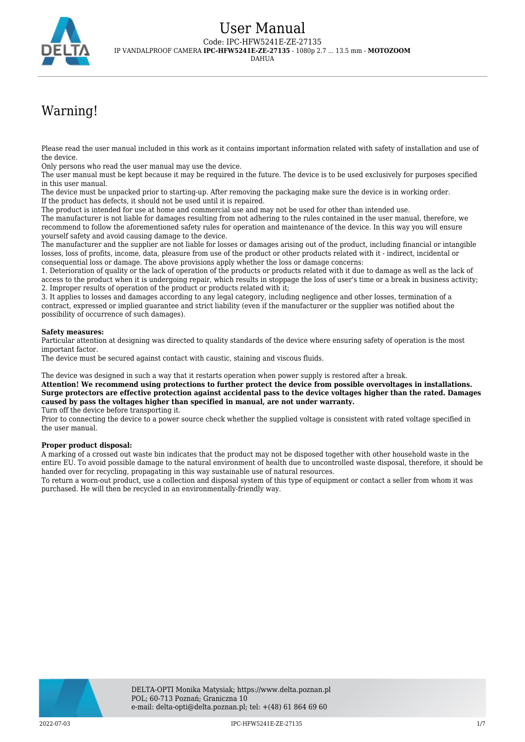# User Manual

Code: IPC-HFW5241E-ZE-27135

IP VANDALPROOF CAMERA **IPC-HFW5241E-ZE-27135** - 1080p 2.7 ... 13.5 mm - **MOTOZOOM**

DAHUA

## Warning!

Please read the user manual included in this work as it contains important information related with safety of installation and use of the device.
Only persons who read the user manual may use the device.
The user manual must be kept because it may be required in the future. The device is to be used exclusively for purposes specified in this user manual.
The device must be unpacked prior to starting-up. After removing the packaging make sure the device is in working order.
If the product has defects, it should not be used until it is repaired.
The product is intended for use at home and commercial use and may not be used for other than intended use.
The manufacturer is not liable for damages resulting from not adhering to the rules contained in the user manual, therefore, we recommend to follow the aforementioned safety rules for operation and maintenance of the device. In this way you will ensure yourself safety and avoid causing damage to the device.
The manufacturer and the supplier are not liable for losses or damages arising out of the product, including financial or intangible losses, loss of profits, income, data, pleasure from use of the product or other products related with it - indirect, incidental or consequential loss or damage. The above provisions apply whether the loss or damage concerns:
1. Deterioration of quality or the lack of operation of the products or products related with it due to damage as well as the lack of access to the product when it is undergoing repair, which results in stoppage the loss of user's time or a break in business activity;
2. Improper results of operation of the product or products related with it;
3. It applies to losses and damages according to any legal category, including negligence and other losses, termination of a contract, expressed or implied guarantee and strict liability (even if the manufacturer or the supplier was notified about the possibility of occurrence of such damages).

**Safety measures:**
Particular attention at designing was directed to quality standards of the device where ensuring safety of operation is the most important factor.
The device must be secured against contact with caustic, staining and viscous fluids.

The device was designed in such a way that it restarts operation when power supply is restored after a break.
**Attention! We recommend using protections to further protect the device from possible overvoltages in installations. Surge protectors are effective protection against accidental pass to the device voltages higher than the rated. Damages caused by pass the voltages higher than specified in manual, are not under warranty.**
Turn off the device before transporting it.
Prior to connecting the device to a power source check whether the supplied voltage is consistent with rated voltage specified in the user manual.

**Proper product disposal:**
A marking of a crossed out waste bin indicates that the product may not be disposed together with other household waste in the entire EU. To avoid possible damage to the natural environment of health due to uncontrolled waste disposal, therefore, it should be handed over for recycling, propagating in this way sustainable use of natural resources.
To return a worn-out product, use a collection and disposal system of this type of equipment or contact a seller from whom it was purchased. He will then be recycled in an environmentally-friendly way.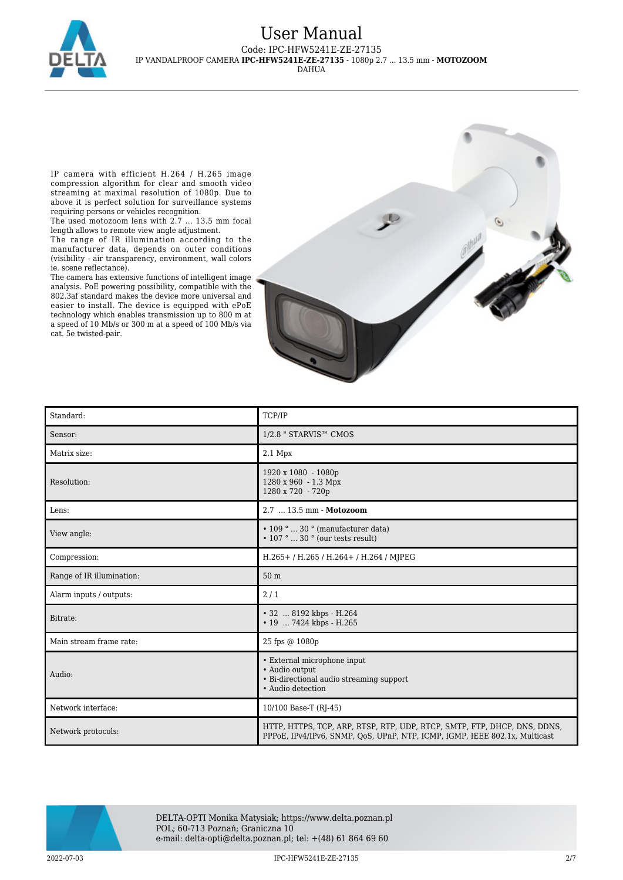IP camera with efficient H.264 / H.265 image compression algorithm for clear and smooth video streaming at maximal resolution of 1080p. Due to above it is perfect solution for surveillance systems requiring persons or vehicles recognition.
The used motozoom lens with 2.7 ... 13.5 mm focal length allows to remote view angle adjustment.
The range of IR illumination according to the manufacturer data, depends on outer conditions (visibility - air transparency, environment, wall colors ie. scene reflectance).
The camera has extensive functions of intelligent image analysis. PoE powering possibility, compatible with the 802.3af standard makes the device more universal and easier to install. The device is equipped with ePoE technology which enables transmission up to 800 m at a speed of 10 Mb/s or 300 m at a speed of 100 Mb/s via cat. 5e twisted-pair.

| | |
|---|---|
| Standard: | TCP/IP |
| Sensor: | 1/2.8 " STARVIS™ CMOS |
| Matrix size: | 2.1 Mpx |
| Resolution: | 1920 x 1080 - 1080p<br>1280 x 960 - 1.3 Mpx<br>1280 x 720 - 720p |
| Lens: | 2.7 ... 13.5 mm - **Motozoom** |
| View angle: | • 109 ° ... 30 ° (manufacturer data)<br>• 107 ° ... 30 ° (our tests result) |
| Compression: | H.265+ / H.265 / H.264+ / H.264 / MJPEG |
| Range of IR illumination: | 50 m |
| Alarm inputs / outputs: | 2 / 1 |
| Bitrate: | • 32 ... 8192 kbps - H.264<br>• 19 ... 7424 kbps - H.265 |
| Main stream frame rate: | 25 fps @ 1080p |
| Audio: | • External microphone input<br>• Audio output<br>• Bi-directional audio streaming support<br>• Audio detection |
| Network interface: | 10/100 Base-T (RJ-45) |
| Network protocols: | HTTP, HTTPS, TCP, ARP, RTSP, RTP, UDP, RTCP, SMTP, FTP, DHCP, DNS, DDNS, PPPoE, IPv4/IPv6, SNMP, QoS, UPnP, NTP, ICMP, IGMP, IEEE 802.1x, Multicast |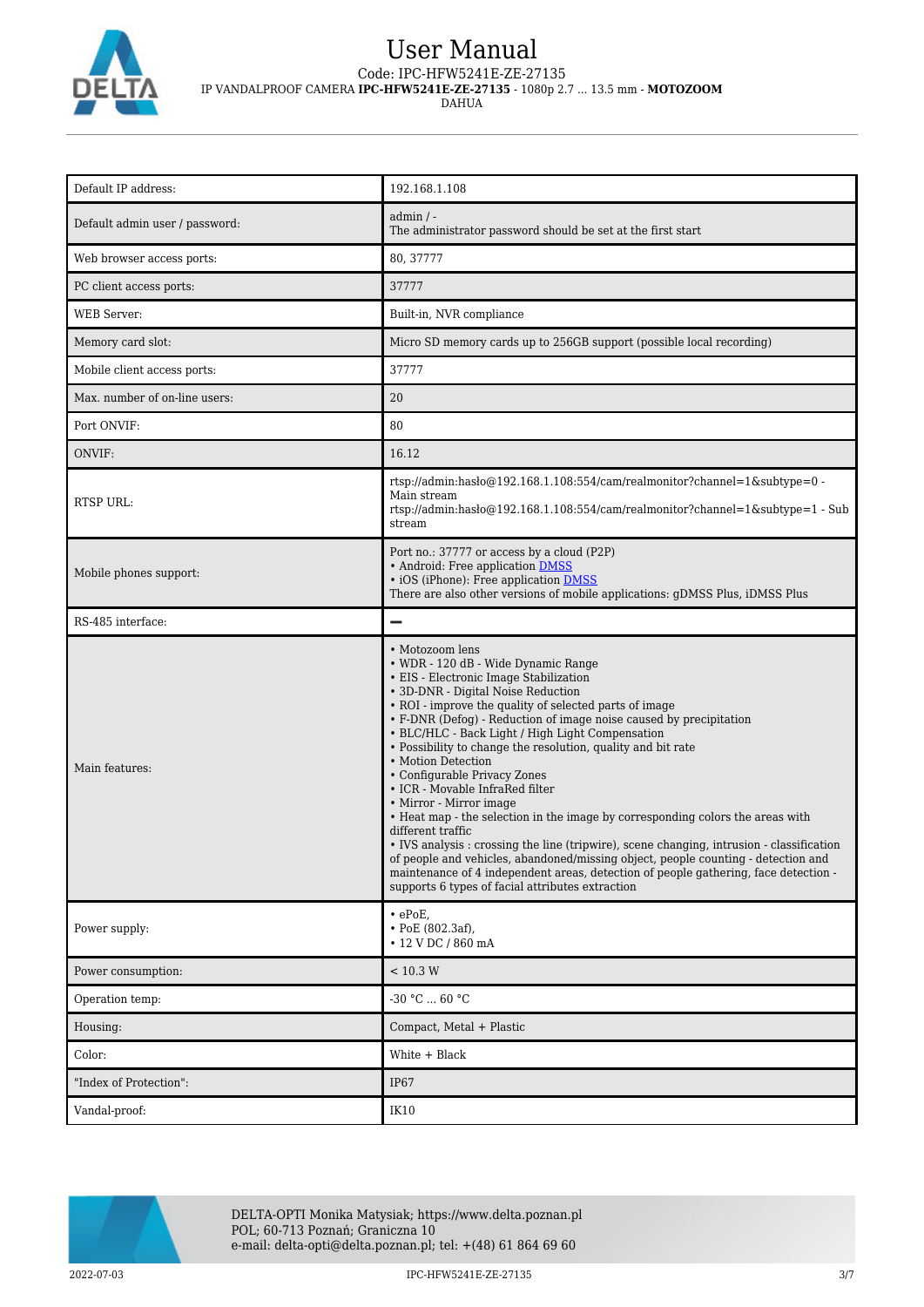| | |
|---|---|
| Default IP address: | 192.168.1.108 |
| Default admin user / password: | admin / -<br>The administrator password should be set at the first start |
| Web browser access ports: | 80, 37777 |
| PC client access ports: | 37777 |
| WEB Server: | Built-in, NVR compliance |
| Memory card slot: | Micro SD memory cards up to 256GB support (possible local recording) |
| Mobile client access ports: | 37777 |
| Max. number of on-line users: | 20 |
| Port ONVIF: | 80 |
| ONVIF: | 16.12 |
| RTSP URL: | rtsp://admin:hasło@192.168.1.108:554/cam/realmonitor?channel=1&subtype=0 - Main stream<br>rtsp://admin:hasło@192.168.1.108:554/cam/realmonitor?channel=1&subtype=1 - Sub stream |
| Mobile phones support: | Port no.: 37777 or access by a cloud (P2P)<br>• Android: Free application DMSS<br>• iOS (iPhone): Free application DMSS<br>There are also other versions of mobile applications: gDMSS Plus, iDMSS Plus |
| RS-485 interface: | – |
| Main features: | • Motozoom lens<br>• WDR - 120 dB - Wide Dynamic Range<br>• EIS - Electronic Image Stabilization<br>• 3D-DNR - Digital Noise Reduction<br>• ROI - improve the quality of selected parts of image<br>• F-DNR (Defog) - Reduction of image noise caused by precipitation<br>• BLC/HLC - Back Light / High Light Compensation<br>• Possibility to change the resolution, quality and bit rate<br>• Motion Detection<br>• Configurable Privacy Zones<br>• ICR - Movable InfraRed filter<br>• Mirror - Mirror image<br>• Heat map - the selection in the image by corresponding colors the areas with different traffic<br>• IVS analysis : crossing the line (tripwire), scene changing, intrusion - classification of people and vehicles, abandoned/missing object, people counting - detection and maintenance of 4 independent areas, detection of people gathering, face detection - supports 6 types of facial attributes extraction |
| Power supply: | • ePoE,<br>• PoE (802.3af),<br>• 12 V DC / 860 mA |
| Power consumption: | < 10.3 W |
| Operation temp: | -30 °C ... 60 °C |
| Housing: | Compact, Metal + Plastic |
| Color: | White + Black |
| "Index of Protection": | IP67 |
| Vandal-proof: | IK10 |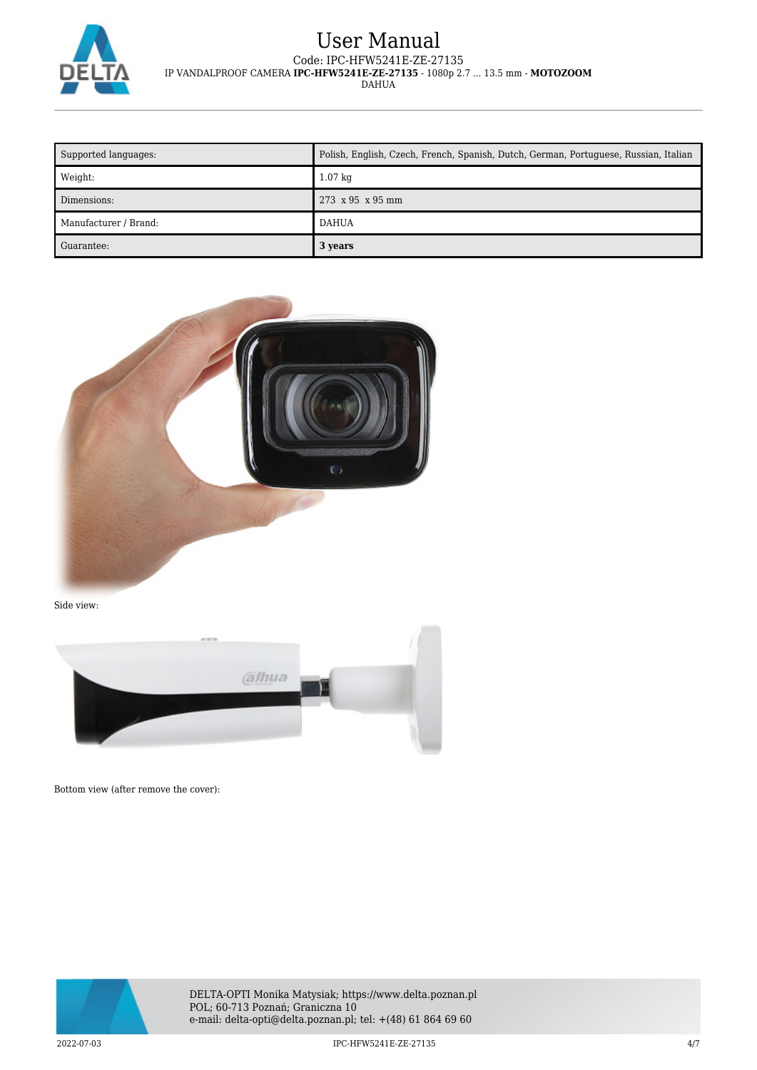| Supported languages: | Polish, English, Czech, French, Spanish, Dutch, German, Portuguese, Russian, Italian |
| --- | --- |
| Weight: | 1.07 kg |
| Dimensions: | 273 x 95 x 95 mm |
| Manufacturer / Brand: | DAHUA |
| Guarantee: | **3 years** |

Side view:

Bottom view (after remove the cover):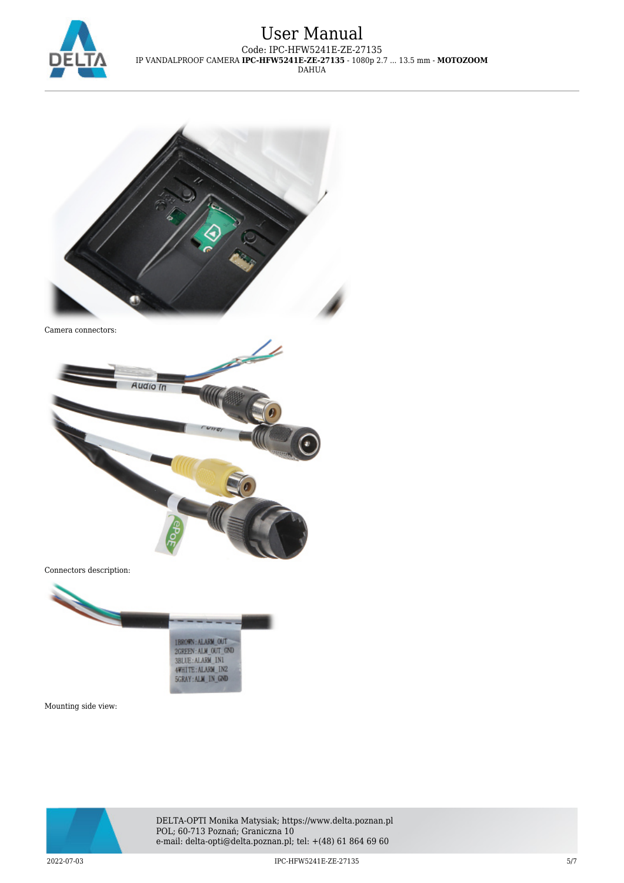Camera connectors:

Connectors description:

Mounting side view: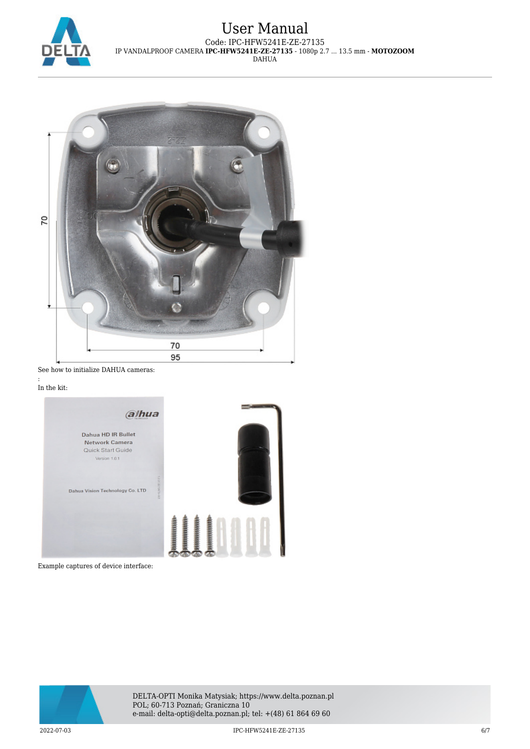See how to initialize DAHUA cameras:

:

In the kit:

Example captures of device interface: